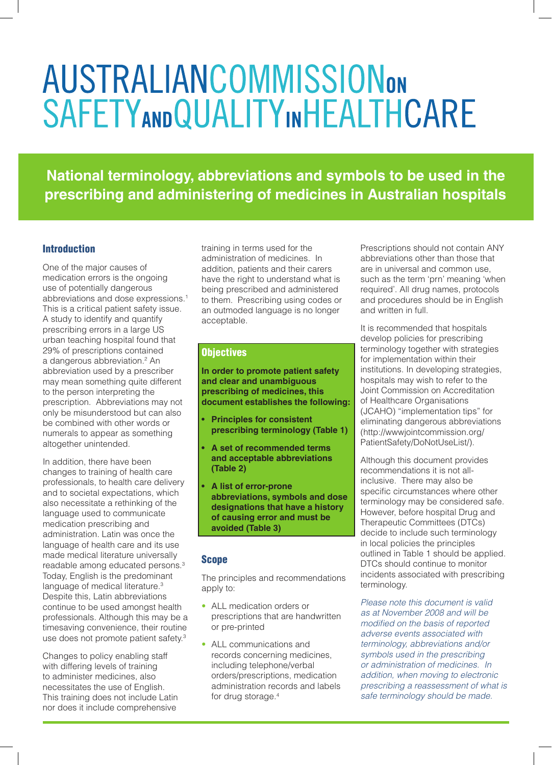# AUSTRALIAN COMMISSION ON SAFETY AND QUALITY IN HEALTHCARE

## National terminology, abbreviations and symbols to be used in the prescribing and administering of medicines in Australian hospitals

### Introduction

One of the major causes of medication errors is the ongoing use of potentially dangerous abbreviations and dose expressions.[1] This is a critical patient safety issue. A study to identify and quantify prescribing errors in a large US urban teaching hospital found that 29% of prescriptions contained a dangerous abbreviation.[2] An abbreviation used by a prescriber may mean something quite different to the person interpreting the prescription. Abbreviations may not only be misunderstood but can also be combined with other words or numerals to appear as something altogether unintended.

In addition, there have been changes to training of health care professionals, to health care delivery and to societal expectations, which also necessitate a rethinking of the language used to communicate medication prescribing and administration. Latin was once the language of health care and its use made medical literature universally readable among educated persons.[3] Today, English is the predominant language of medical literature.[3] Despite this, Latin abbreviations continue to be used amongst health professionals. Although this may be a timesaving convenience, their routine use does not promote patient safety.[3]

Changes to policy enabling staff with differing levels of training to administer medicines, also necessitates the use of English. This training does not include Latin nor does it include comprehensive training in terms used for the administration of medicines. In addition, patients and their carers have the right to understand what is being prescribed and administered to them. Prescribing using codes or an outmoded language is no longer acceptable.

### Objectives

**In order to promote patient safety and clear and unambiguous prescribing of medicines, this document establishes the following:**

- **Principles for consistent prescribing terminology (Table 1)**
- **A set of recommended terms and acceptable abbreviations (Table 2)**
- **A list of error-prone abbreviations, symbols and dose designations that have a history of causing error and must be avoided (Table 3)**

### Scope

The principles and recommendations apply to:

- ALL medication orders or prescriptions that are handwritten or pre-printed
- ALL communications and records concerning medicines, including telephone/verbal orders/prescriptions, medication administration records and labels for drug storage.[4]

Prescriptions should not contain ANY abbreviations other than those that are in universal and common use, such as the term 'prn' meaning 'when required'. All drug names, protocols and procedures should be in English and written in full.

It is recommended that hospitals develop policies for prescribing terminology together with strategies for implementation within their institutions. In developing strategies, hospitals may wish to refer to the Joint Commission on Accreditation of Healthcare Organisations (JCAHO) "implementation tips" for eliminating dangerous abbreviations (http://wwwjointcommission.org/PatientSafety/DoNotUseList/).

Although this document provides recommendations it is not all-inclusive. There may also be specific circumstances where other terminology may be considered safe. However, before hospital Drug and Therapeutic Committees (DTCs) decide to include such terminology in local policies the principles outlined in Table 1 should be applied. DTCs should continue to monitor incidents associated with prescribing terminology.

*Please note this document is valid as at November 2008 and will be modified on the basis of reported adverse events associated with terminology, abbreviations and/or symbols used in the prescribing or administration of medicines. In addition, when moving to electronic prescribing a reassessment of what is safe terminology should be made.*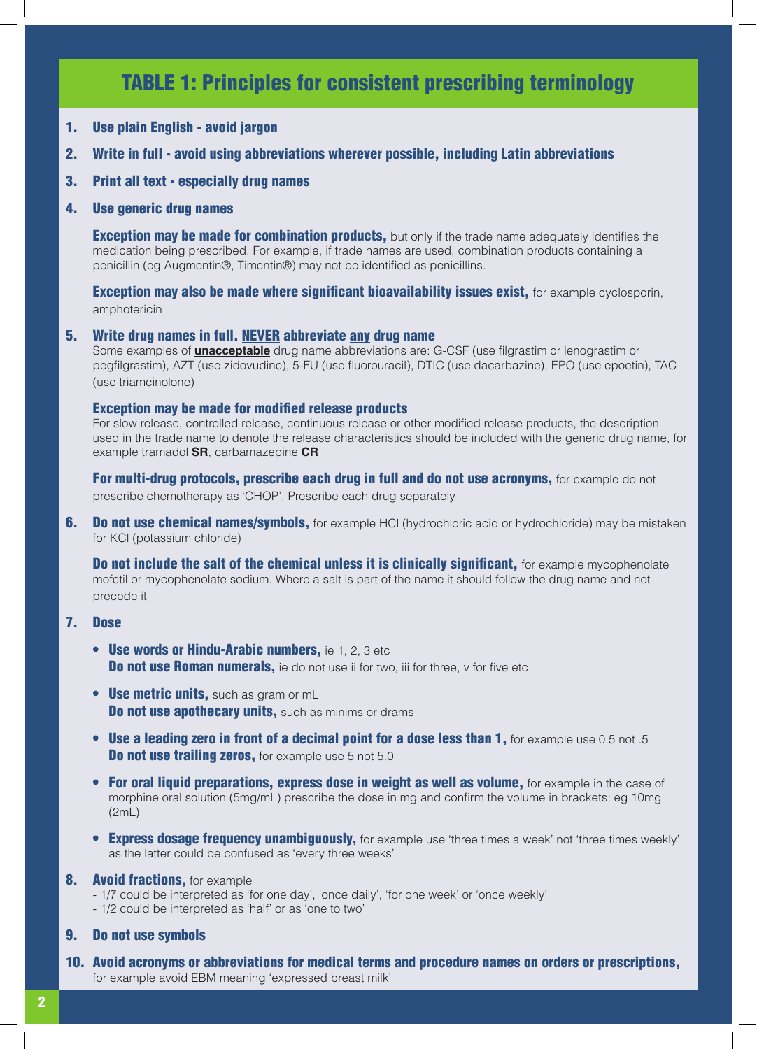## TABLE 1: Principles for consistent prescribing terminology

1. **Use plain English - avoid jargon**
2. **Write in full - avoid using abbreviations wherever possible, including Latin abbreviations**
3. **Print all text - especially drug names**
4. **Use generic drug names**

   **Exception may be made for combination products,** but only if the trade name adequately identifies the medication being prescribed. For example, if trade names are used, combination products containing a penicillin (eg Augmentin®, Timentin®) may not be identified as penicillins.

   **Exception may also be made where significant bioavailability issues exist,** for example cyclosporin, amphotericin

5. **Write drug names in full. <u>NEVER</u> abbreviate <u>any</u> drug name**
   Some examples of **<u>unacceptable</u>** drug name abbreviations are: G-CSF (use filgrastim or lenograstim or pegfilgrastim), AZT (use zidovudine), 5-FU (use fluorouracil), DTIC (use dacarbazine), EPO (use epoetin), TAC (use triamcinolone)

   **Exception may be made for modified release products**
   For slow release, controlled release, continuous release or other modified release products, the description used in the trade name to denote the release characteristics should be included with the generic drug name, for example tramadol **SR**, carbamazepine **CR**

   **For multi-drug protocols, prescribe each drug in full and do not use acronyms,** for example do not prescribe chemotherapy as 'CHOP'. Prescribe each drug separately

6. **Do not use chemical names/symbols,** for example HCl (hydrochloric acid or hydrochloride) may be mistaken for KCl (potassium chloride)

   **Do not include the salt of the chemical unless it is clinically significant,** for example mycophenolate mofetil or mycophenolate sodium. Where a salt is part of the name it should follow the drug name and not precede it

7. **Dose**
   - **Use words or Hindu-Arabic numbers,** ie 1, 2, 3 etc
     **Do not use Roman numerals,** ie do not use ii for two, iii for three, v for five etc
   - **Use metric units,** such as gram or mL
     **Do not use apothecary units,** such as minims or drams
   - **Use a leading zero in front of a decimal point for a dose less than 1,** for example use 0.5 not .5
     **Do not use trailing zeros,** for example use 5 not 5.0
   - **For oral liquid preparations, express dose in weight as well as volume,** for example in the case of morphine oral solution (5mg/mL) prescribe the dose in mg and confirm the volume in brackets: eg 10mg (2mL)
   - **Express dosage frequency unambiguously,** for example use 'three times a week' not 'three times weekly' as the latter could be confused as 'every three weeks'

8. **Avoid fractions,** for example
   - 1/7 could be interpreted as 'for one day', 'once daily', 'for one week' or 'once weekly'
   - 1/2 could be interpreted as 'half' or as 'one to two'

9. **Do not use symbols**

10. **Avoid acronyms or abbreviations for medical terms and procedure names on orders or prescriptions,** for example avoid EBM meaning 'expressed breast milk'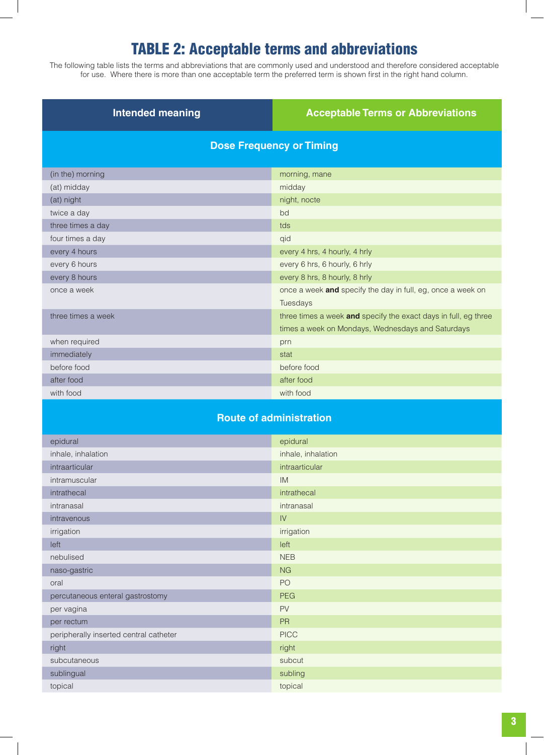# TABLE 2: Acceptable terms and abbreviations

The following table lists the terms and abbreviations that are commonly used and understood and therefore considered acceptable for use. Where there is more than one acceptable term the preferred term is shown first in the right hand column.

| Intended meaning | Acceptable Terms or Abbreviations |
|---|---|
| **Dose Frequency or Timing** | |
| (in the) morning | morning, mane |
| (at) midday | midday |
| (at) night | night, nocte |
| twice a day | bd |
| three times a day | tds |
| four times a day | qid |
| every 4 hours | every 4 hrs, 4 hourly, 4 hrly |
| every 6 hours | every 6 hrs, 6 hourly, 6 hrly |
| every 8 hours | every 8 hrs, 8 hourly, 8 hrly |
| once a week | once a week **and** specify the day in full, eg, once a week on Tuesdays |
| three times a week | three times a week **and** specify the exact days in full, eg three times a week on Mondays, Wednesdays and Saturdays |
| when required | prn |
| immediately | stat |
| before food | before food |
| after food | after food |
| with food | with food |
| **Route of administration** | |
| epidural | epidural |
| inhale, inhalation | inhale, inhalation |
| intraarticular | intraarticular |
| intramuscular | IM |
| intrathecal | intrathecal |
| intranasal | intranasal |
| intravenous | IV |
| irrigation | irrigation |
| left | left |
| nebulised | NEB |
| naso-gastric | NG |
| oral | PO |
| percutaneous enteral gastrostomy | PEG |
| per vagina | PV |
| per rectum | PR |
| peripherally inserted central catheter | PICC |
| right | right |
| subcutaneous | subcut |
| sublingual | subling |
| topical | topical |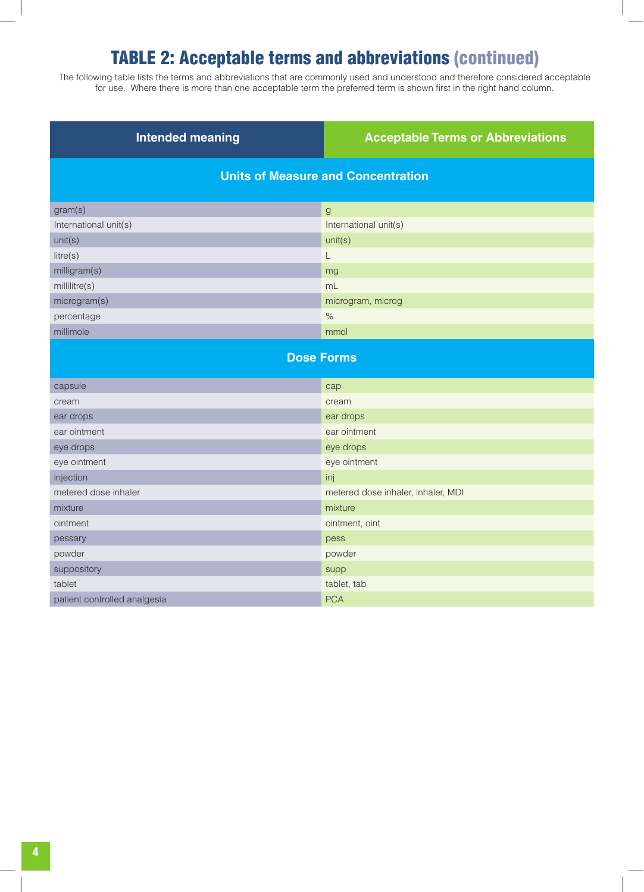# TABLE 2: Acceptable terms and abbreviations (continued)

The following table lists the terms and abbreviations that are commonly used and understood and therefore considered acceptable for use. Where there is more than one acceptable term the preferred term is shown first in the right hand column.

| Intended meaning | Acceptable Terms or Abbreviations |
|---|---|
| **Units of Measure and Concentration** | |
| gram(s) | g |
| International unit(s) | International unit(s) |
| unit(s) | unit(s) |
| litre(s) | L |
| milligram(s) | mg |
| millilitre(s) | mL |
| microgram(s) | microgram, microg |
| percentage | % |
| millimole | mmol |
| **Dose Forms** | |
| capsule | cap |
| cream | cream |
| ear drops | ear drops |
| ear ointment | ear ointment |
| eye drops | eye drops |
| eye ointment | eye ointment |
| injection | inj |
| metered dose inhaler | metered dose inhaler, inhaler, MDI |
| mixture | mixture |
| ointment | ointment, oint |
| pessary | pess |
| powder | powder |
| suppository | supp |
| tablet | tablet, tab |
| patient controlled analgesia | PCA |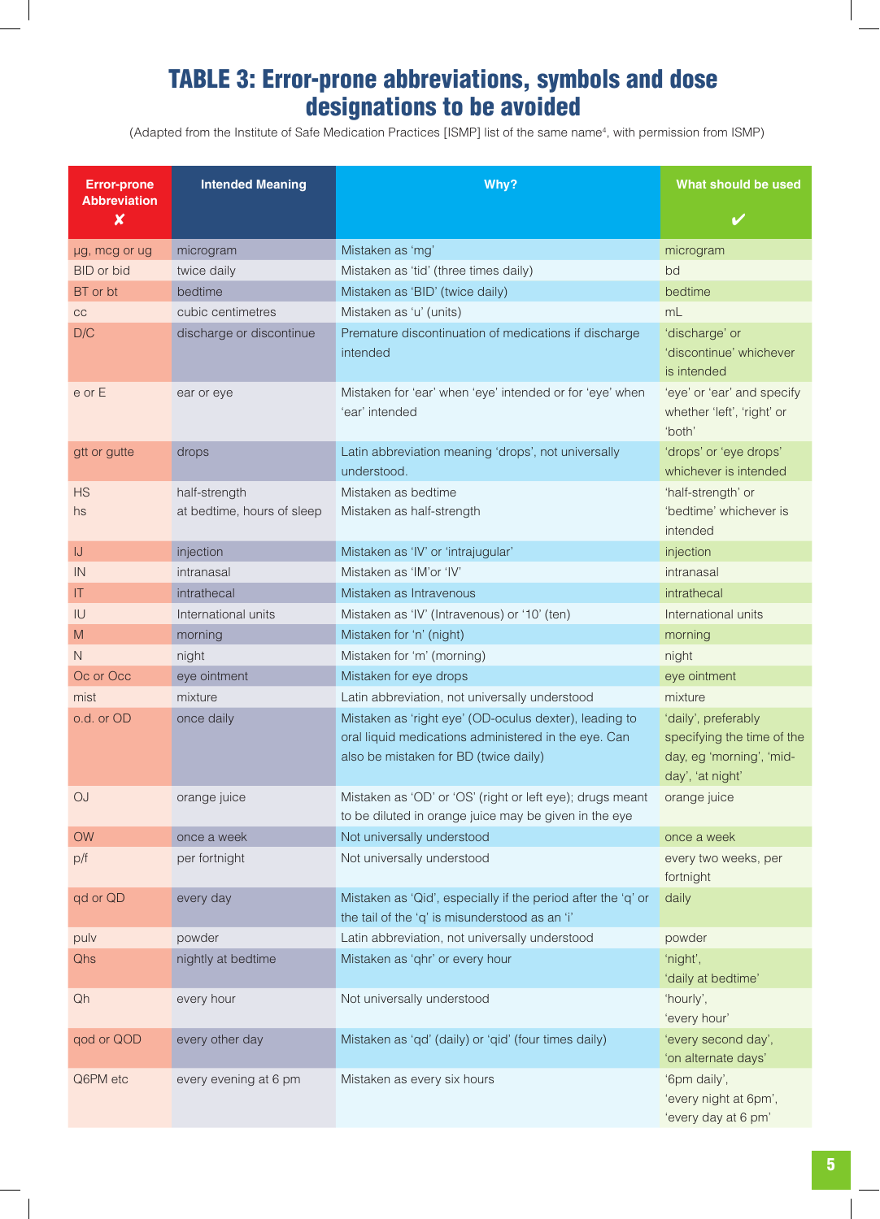# TABLE 3: Error-prone abbreviations, symbols and dose designations to be avoided

(Adapted from the Institute of Safe Medication Practices [ISMP] list of the same name[4], with permission from ISMP)

| Error-prone Abbreviation ✘ | Intended Meaning | Why? | What should be used ✔ |
|---|---|---|---|
| µg, mcg or ug | microgram | Mistaken as 'mg' | microgram |
| BID or bid | twice daily | Mistaken as 'tid' (three times daily) | bd |
| BT or bt | bedtime | Mistaken as 'BID' (twice daily) | bedtime |
| cc | cubic centimetres | Mistaken as 'u' (units) | mL |
| D/C | discharge or discontinue | Premature discontinuation of medications if discharge intended | 'discharge' or 'discontinue' whichever is intended |
| e or E | ear or eye | Mistaken for 'ear' when 'eye' intended or for 'eye' when 'ear' intended | 'eye' or 'ear' and specify whether 'left', 'right' or 'both' |
| gtt or gutte | drops | Latin abbreviation meaning 'drops', not universally understood. | 'drops' or 'eye drops' whichever is intended |
| HS<br>hs | half-strength<br>at bedtime, hours of sleep | Mistaken as bedtime<br>Mistaken as half-strength | 'half-strength' or 'bedtime' whichever is intended |
| IJ | injection | Mistaken as 'IV' or 'intrajugular' | injection |
| IN | intranasal | Mistaken as 'IM'or 'IV' | intranasal |
| IT | intrathecal | Mistaken as Intravenous | intrathecal |
| IU | International units | Mistaken as 'IV' (Intravenous) or '10' (ten) | International units |
| M | morning | Mistaken for 'n' (night) | morning |
| N | night | Mistaken for 'm' (morning) | night |
| Oc or Occ | eye ointment | Mistaken for eye drops | eye ointment |
| mist | mixture | Latin abbreviation, not universally understood | mixture |
| o.d. or OD | once daily | Mistaken as 'right eye' (OD-oculus dexter), leading to oral liquid medications administered in the eye. Can also be mistaken for BD (twice daily) | 'daily', preferably specifying the time of the day, eg 'morning', 'mid-day', 'at night' |
| OJ | orange juice | Mistaken as 'OD' or 'OS' (right or left eye); drugs meant to be diluted in orange juice may be given in the eye | orange juice |
| OW | once a week | Not universally understood | once a week |
| p/f | per fortnight | Not universally understood | every two weeks, per fortnight |
| qd or QD | every day | Mistaken as 'Qid', especially if the period after the 'q' or the tail of the 'q' is misunderstood as an 'i' | daily |
| pulv | powder | Latin abbreviation, not universally understood | powder |
| Qhs | nightly at bedtime | Mistaken as 'qhr' or every hour | 'night',<br>'daily at bedtime' |
| Qh | every hour | Not universally understood | 'hourly',<br>'every hour' |
| qod or QOD | every other day | Mistaken as 'qd' (daily) or 'qid' (four times daily) | 'every second day',<br>'on alternate days' |
| Q6PM etc | every evening at 6 pm | Mistaken as every six hours | '6pm daily',<br>'every night at 6pm',<br>'every day at 6 pm' |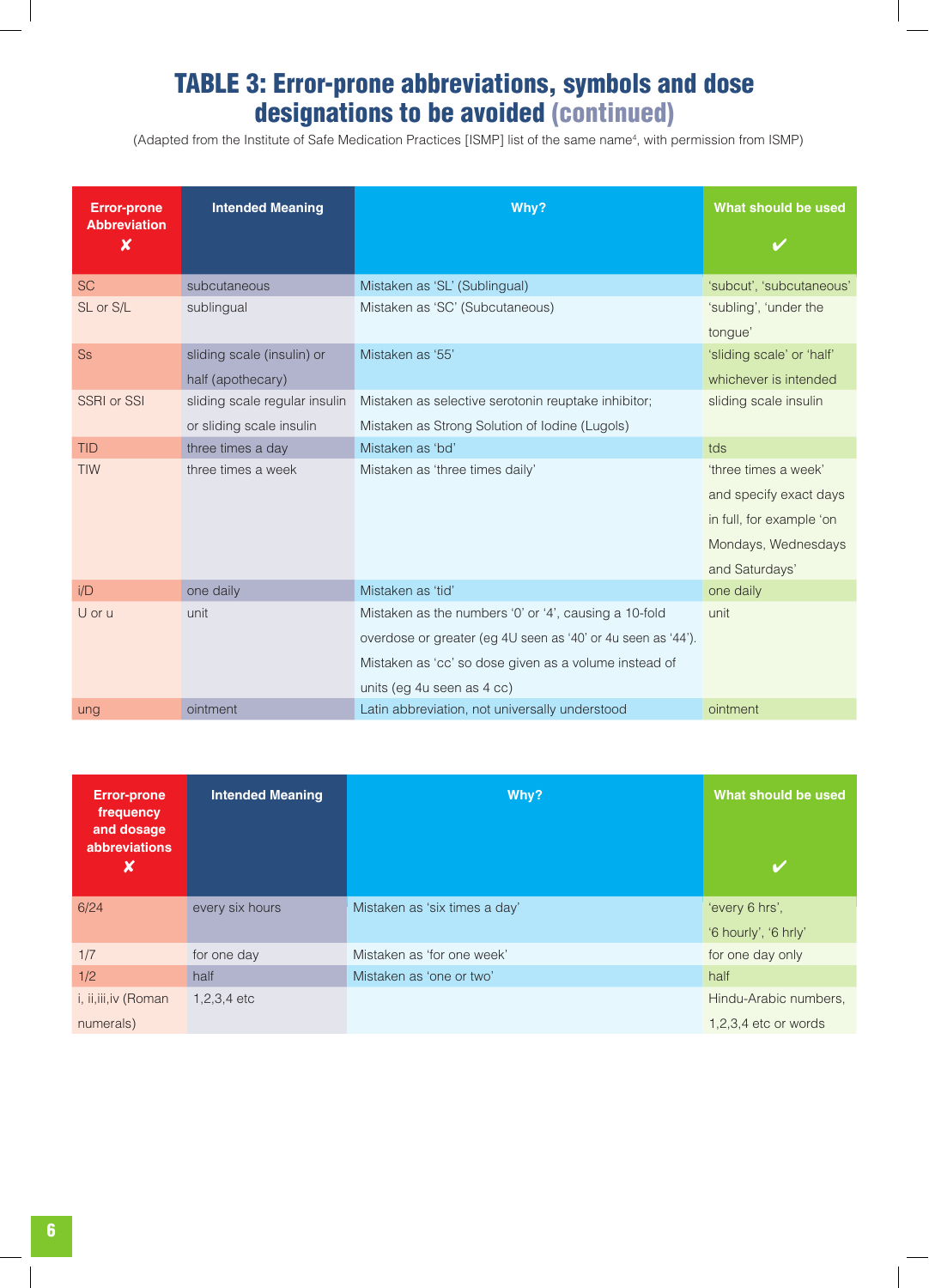# TABLE 3: Error-prone abbreviations, symbols and dose designations to be avoided (continued)

(Adapted from the Institute of Safe Medication Practices [ISMP] list of the same name[4], with permission from ISMP)

| Error-prone Abbreviation ✘ | Intended Meaning | Why? | What should be used ✔ |
|---|---|---|---|
| SC | subcutaneous | Mistaken as 'SL' (Sublingual) | 'subcut', 'subcutaneous' |
| SL or S/L | sublingual | Mistaken as 'SC' (Subcutaneous) | 'subling', 'under the tongue' |
| Ss | sliding scale (insulin) or half (apothecary) | Mistaken as '55' | 'sliding scale' or 'half' whichever is intended |
| SSRI or SSI | sliding scale regular insulin or sliding scale insulin | Mistaken as selective serotonin reuptake inhibitor; Mistaken as Strong Solution of Iodine (Lugols) | sliding scale insulin |
| TID | three times a day | Mistaken as 'bd' | tds |
| TIW | three times a week | Mistaken as 'three times daily' | 'three times a week' and specify exact days in full, for example 'on Mondays, Wednesdays and Saturdays' |
| i/D | one daily | Mistaken as 'tid' | one daily |
| U or u | unit | Mistaken as the numbers '0' or '4', causing a 10-fold overdose or greater (eg 4U seen as '40' or 4u seen as '44'). Mistaken as 'cc' so dose given as a volume instead of units (eg 4u seen as 4 cc) | unit |
| ung | ointment | Latin abbreviation, not universally understood | ointment |

| Error-prone frequency and dosage abbreviations ✘ | Intended Meaning | Why? | What should be used ✔ |
|---|---|---|---|
| 6/24 | every six hours | Mistaken as 'six times a day' | 'every 6 hrs', '6 hourly', '6 hrly' |
| 1/7 | for one day | Mistaken as 'for one week' | for one day only |
| 1/2 | half | Mistaken as 'one or two' | half |
| i, ii,iii,iv (Roman numerals) | 1,2,3,4 etc | | Hindu-Arabic numbers, 1,2,3,4 etc or words |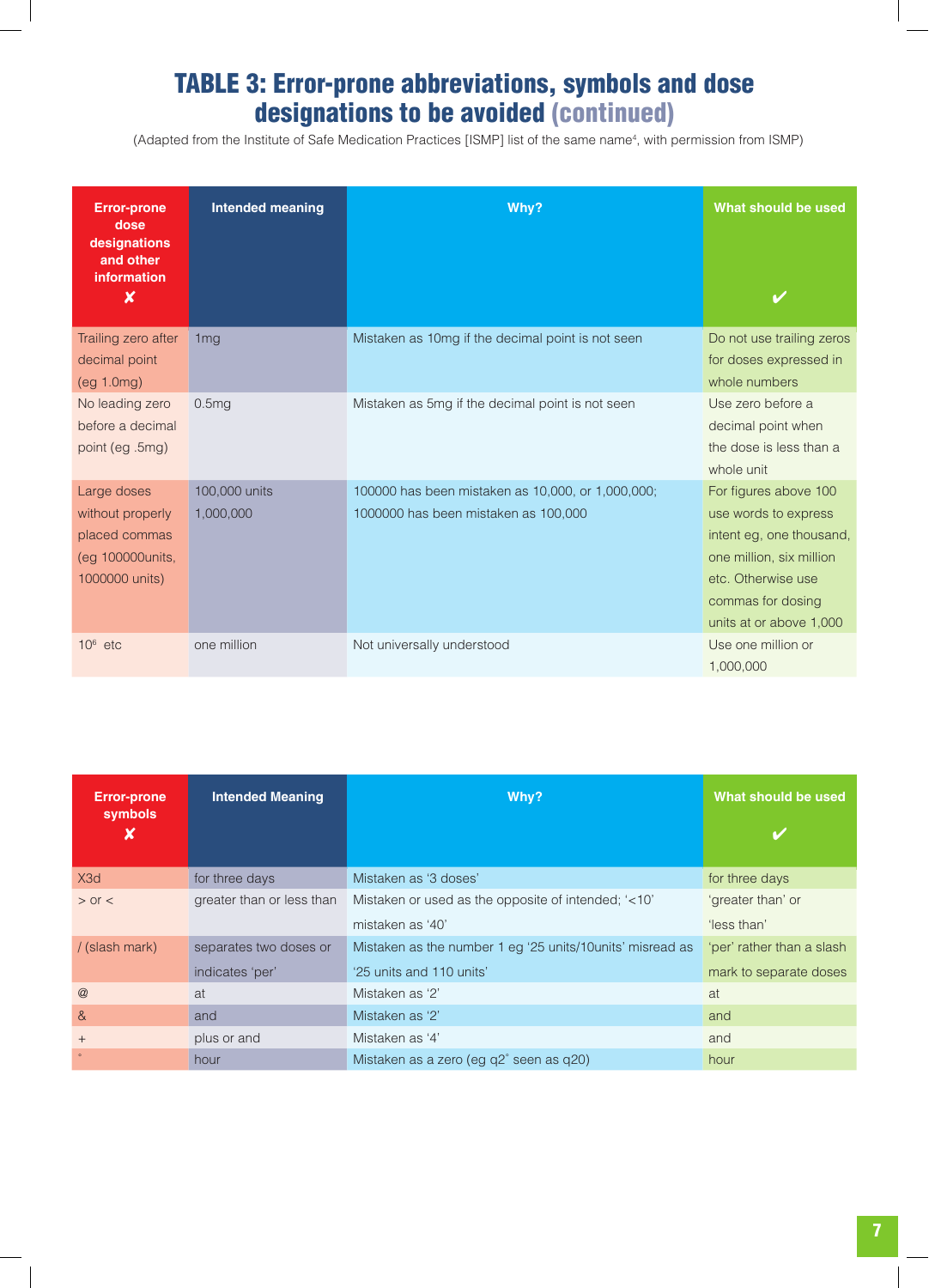# TABLE 3: Error-prone abbreviations, symbols and dose designations to be avoided (continued)

(Adapted from the Institute of Safe Medication Practices [ISMP] list of the same name[4], with permission from ISMP)

| Error-prone dose designations and other information ✘ | Intended meaning | Why? | What should be used ✔ |
| --- | --- | --- | --- |
| Trailing zero after decimal point (eg 1.0mg) | 1mg | Mistaken as 10mg if the decimal point is not seen | Do not use trailing zeros for doses expressed in whole numbers |
| No leading zero before a decimal point (eg .5mg) | 0.5mg | Mistaken as 5mg if the decimal point is not seen | Use zero before a decimal point when the dose is less than a whole unit |
| Large doses without properly placed commas (eg 100000units, 1000000 units) | 100,000 units 1,000,000 | 100000 has been mistaken as 10,000, or 1,000,000; 1000000 has been mistaken as 100,000 | For figures above 100 use words to express intent eg, one thousand, one million, six million etc. Otherwise use commas for dosing units at or above 1,000 |
| $10^6$ etc | one million | Not universally understood | Use one million or 1,000,000 |

| Error-prone symbols ✘ | Intended Meaning | Why? | What should be used ✔ |
| --- | --- | --- | --- |
| X3d | for three days | Mistaken as '3 doses' | for three days |
| > or < | greater than or less than | Mistaken or used as the opposite of intended; '<10' mistaken as '40' | 'greater than' or 'less than' |
| / (slash mark) | separates two doses or indicates 'per' | Mistaken as the number 1 eg '25 units/10units' misread as '25 units and 110 units' | 'per' rather than a slash mark to separate doses |
| @ | at | Mistaken as '2' | at |
| & | and | Mistaken as '2' | and |
| + | plus or and | Mistaken as '4' | and |
| ° | hour | Mistaken as a zero (eg q2° seen as q20) | hour |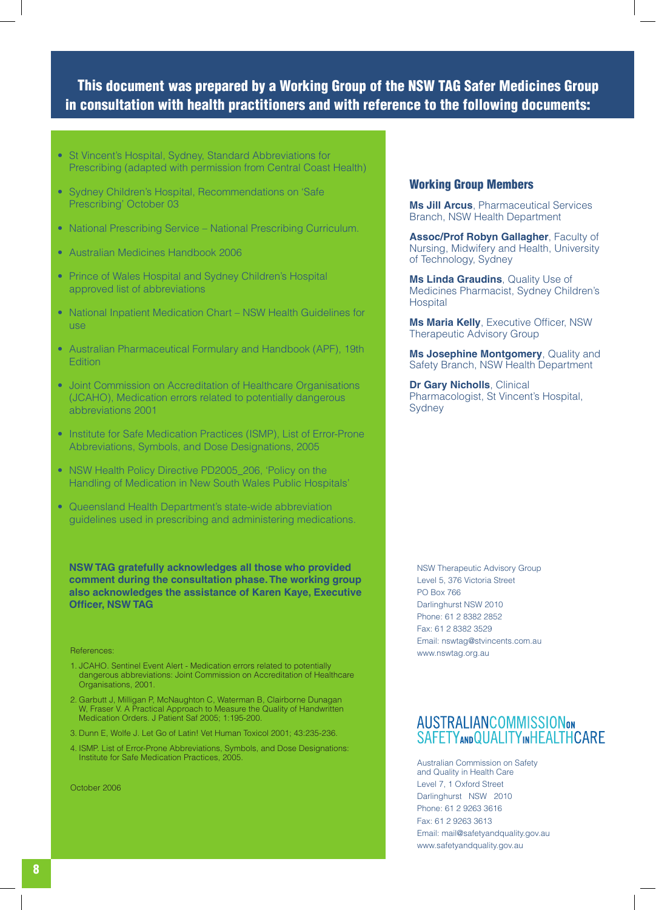**This document was prepared by a Working Group of the NSW TAG Safer Medicines Group in consultation with health practitioners and with reference to the following documents:**

- St Vincent's Hospital, Sydney, Standard Abbreviations for Prescribing (adapted with permission from Central Coast Health)
- Sydney Children's Hospital, Recommendations on 'Safe Prescribing' October 03
- National Prescribing Service – National Prescribing Curriculum.
- Australian Medicines Handbook 2006
- Prince of Wales Hospital and Sydney Children's Hospital approved list of abbreviations
- National Inpatient Medication Chart – NSW Health Guidelines for use
- Australian Pharmaceutical Formulary and Handbook (APF), 19th Edition
- Joint Commission on Accreditation of Healthcare Organisations (JCAHO), Medication errors related to potentially dangerous abbreviations 2001
- Institute for Safe Medication Practices (ISMP), List of Error-Prone Abbreviations, Symbols, and Dose Designations, 2005
- NSW Health Policy Directive PD2005_206, 'Policy on the Handling of Medication in New South Wales Public Hospitals'
- Queensland Health Department's state-wide abbreviation guidelines used in prescribing and administering medications.

**NSW TAG gratefully acknowledges all those who provided comment during the consultation phase. The working group also acknowledges the assistance of Karen Kaye, Executive Officer, NSW TAG**

References:

1. JCAHO. Sentinel Event Alert - Medication errors related to potentially dangerous abbreviations: Joint Commission on Accreditation of Healthcare Organisations, 2001.
2. Garbutt J, Milligan P, McNaughton C, Waterman B, Clairborne Dunagan W, Fraser V. A Practical Approach to Measure the Quality of Handwritten Medication Orders. J Patient Saf 2005; 1:195-200.
3. Dunn E, Wolfe J. Let Go of Latin! Vet Human Toxicol 2001; 43:235-236.
4. ISMP. List of Error-Prone Abbreviations, Symbols, and Dose Designations: Institute for Safe Medication Practices, 2005.

October 2006

## Working Group Members

**Ms Jill Arcus**, Pharmaceutical Services Branch, NSW Health Department

**Assoc/Prof Robyn Gallagher**, Faculty of Nursing, Midwifery and Health, University of Technology, Sydney

**Ms Linda Graudins**, Quality Use of Medicines Pharmacist, Sydney Children's Hospital

**Ms Maria Kelly**, Executive Officer, NSW Therapeutic Advisory Group

**Ms Josephine Montgomery**, Quality and Safety Branch, NSW Health Department

**Dr Gary Nicholls**, Clinical Pharmacologist, St Vincent's Hospital, Sydney

NSW Therapeutic Advisory Group
Level 5, 376 Victoria Street
PO Box 766
Darlinghurst NSW 2010
Phone: 61 2 8382 2852
Fax: 61 2 8382 3529
Email: nswtag@stvincents.com.au
www.nswtag.org.au

AUSTRALIAN COMMISSION ON SAFETY AND QUALITY IN HEALTH CARE

Australian Commission on Safety and Quality in Health Care
Level 7, 1 Oxford Street
Darlinghurst NSW 2010
Phone: 61 2 9263 3616
Fax: 61 2 9263 3613
Email: mail@safetyandquality.gov.au
www.safetyandquality.gov.au